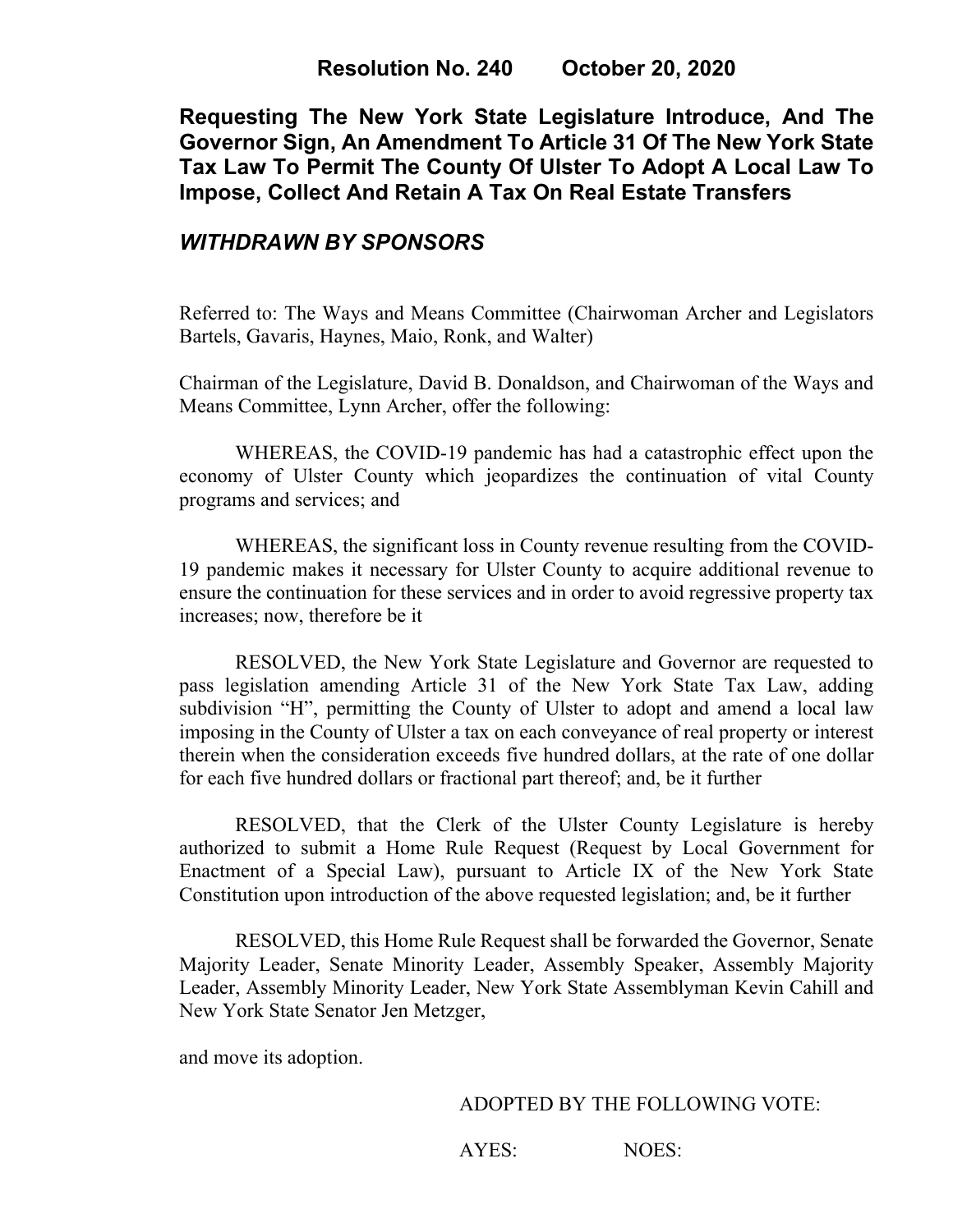**Resolution No. 240 October 20, 2020**

# Requesting The New York State Legislature Introduce, And The Governor Sign, An Amendment To Article 31 Of The New York State Tax Law To Permit The County Of Ulster To Adopt A Local Law To Impose, Collect And Retain A Tax On Real Estate Transfers

## *WITHDRAWN BY SPONSORS*

Referred to: The Ways and Means Committee (Chairwoman Archer and Legislators Bartels, Gavaris, Haynes, Maio, Ronk, and Walter)

Chairman of the Legislature, David B. Donaldson, and Chairwoman of the Ways and Means Committee, Lynn Archer, offer the following:

WHEREAS, the COVID-19 pandemic has had a catastrophic effect upon the economy of Ulster County which jeopardizes the continuation of vital County programs and services; and

WHEREAS, the significant loss in County revenue resulting from the COVID-19 pandemic makes it necessary for Ulster County to acquire additional revenue to ensure the continuation for these services and in order to avoid regressive property tax increases; now, therefore be it

RESOLVED, the New York State Legislature and Governor are requested to pass legislation amending Article 31 of the New York State Tax Law, adding subdivision "H", permitting the County of Ulster to adopt and amend a local law imposing in the County of Ulster a tax on each conveyance of real property or interest therein when the consideration exceeds five hundred dollars, at the rate of one dollar for each five hundred dollars or fractional part thereof; and, be it further

RESOLVED, that the Clerk of the Ulster County Legislature is hereby authorized to submit a Home Rule Request (Request by Local Government for Enactment of a Special Law), pursuant to Article IX of the New York State Constitution upon introduction of the above requested legislation; and, be it further

RESOLVED, this Home Rule Request shall be forwarded the Governor, Senate Majority Leader, Senate Minority Leader, Assembly Speaker, Assembly Majority Leader, Assembly Minority Leader, New York State Assemblyman Kevin Cahill and New York State Senator Jen Metzger,

and move its adoption.

ADOPTED BY THE FOLLOWING VOTE:

AYES: NOES: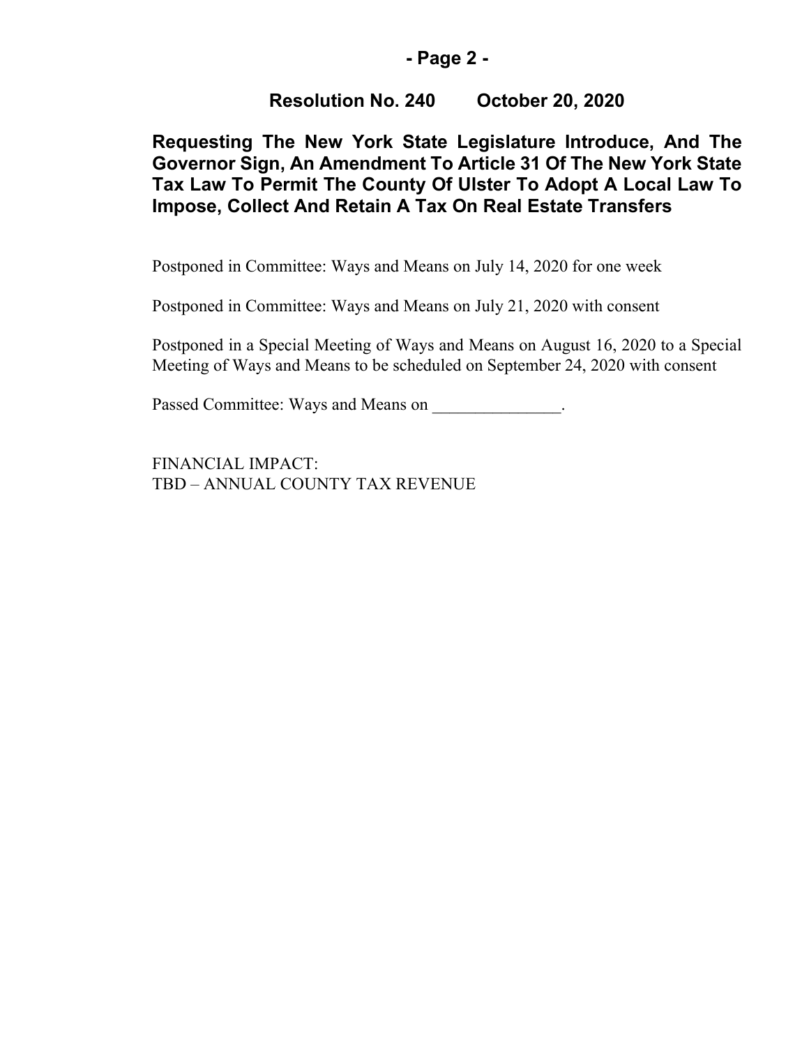## Resolution No. 240 October 20, 2020

**Requesting The New York State Legislature Introduce, And The Governor Sign, An Amendment To Article 31 Of The New York State Tax Law To Permit The County Of Ulster To Adopt A Local Law To Impose, Collect And Retain A Tax On Real Estate Transfers**

Postponed in Committee: Ways and Means on July 14, 2020 for one week

Postponed in Committee: Ways and Means on July 21, 2020 with consent

Postponed in a Special Meeting of Ways and Means on August 16, 2020 to a Special Meeting of Ways and Means to be scheduled on September 24, 2020 with consent

Passed Committee: Ways and Means on _______________.

FINANCIAL IMPACT:
TBD – ANNUAL COUNTY TAX REVENUE